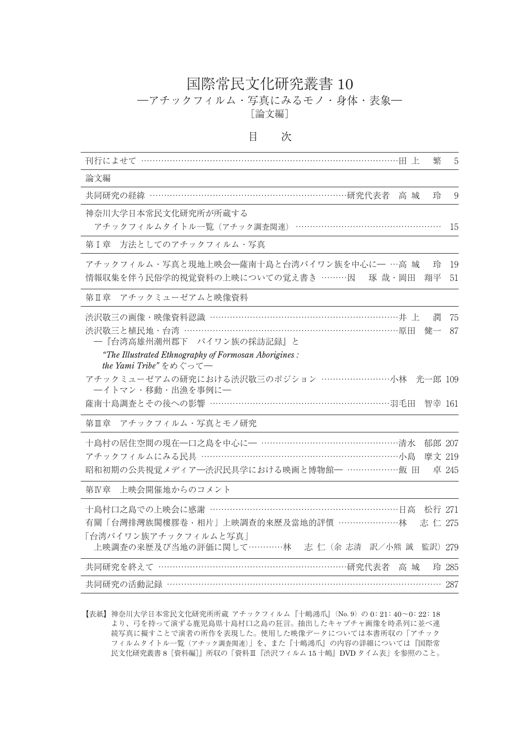# 国際常民文化研究叢書 10

## ―アチックフィルム・写真にみるモノ・身体・表象―

［論文編］

## 目　次

刊行によせて ……………………………………………………………………………田 上　　繁　5

論文編

共同研究の経緯 …………………………………………………………研究代表者　高 城　　玲　9

神奈川大学日本常民文化研究所が所蔵する
　アチックフィルムタイトル一覧（アチック調査関連） …………………………………………… 15

### 第Ⅰ章　方法としてのアチックフィルム・写真

アチックフィルム・写真と現地上映会―薩南十島と台湾パイワン族を中心に― …高 城　　玲　19

情報収集を伴う民俗学的視覚資料の上映についての覚え書き ………因　　琢 哉・岡田　翔平　51

### 第Ⅱ章　アチックミューゼアムと映像資料

渋沢敬三の画像・映像資料認識 ……………………………………………………………井 上　　潤　75

渋沢敬三と植民地・台湾 ………………………………………………………………………原田　健一　87
　―『台湾高雄州潮州郡下　パイワン族の採訪記録』と
　*"The Illustrated Ethnography of Formosan Aborigines : the Yami Tribe"* をめぐって―

アチックミューゼアムの研究における渋沢敬三のポジション ……………………小林　光一郎 109
　―イトマン・移動・出漁を事例に―

薩南十島調査とその後への影響 …………………………………………………………羽毛田　智幸 161

### 第Ⅲ章　アチックフィルム・写真とモノ研究

十島村の居住空間の現在―口之島を中心に― ……………………………………………清水　郁郎 207

アチックフィルムにみる民具 …………………………………………………………………小島　摩文 219

昭和初期の公共視覚メディア―渋沢民具学における映画と博物館― ………………飯 田　　卓 245

### 第Ⅳ章　上映会開催地からのコメント

十島村口之島での上映会に感謝 ………………………………………………………………日高　松行 271

有關「台灣排灣族閣樓膠卷・相片」上映調查的來歷及當地的評價 …………………林　　志 仁 275

「台湾パイワン族アチックフィルムと写真」
　上映調査の来歴及び当地の評価に関して…………林　　志 仁（余 志清　訳／小熊 誠　監訳）279

共同研究を終えて ………………………………………………………研究代表者　高 城　　玲 285

共同研究の活動記録 ………………………………………………………………………………… 287

【表紙】神奈川大学日本常民文化研究所所蔵 アチックフィルム『十嶋鴻爪』（No. 9）の 0：21：40～0：22：18 より、弓を持って演ずる鹿児島県十島村口之島の狂言。抽出したキャプチャ画像を時系列に並べ連続写真に擬することで演者の所作を表現した。使用した映像データについては本書所収の「アチックフィルムタイトル一覧（アチック調査関連）」を、また『十嶋鴻爪』の内容の詳細については『国際常民文化研究叢書 8［資料編］』所収の「資料Ⅲ『渋沢フィルム 15 十嶋』DVD タイム表」を参照のこと。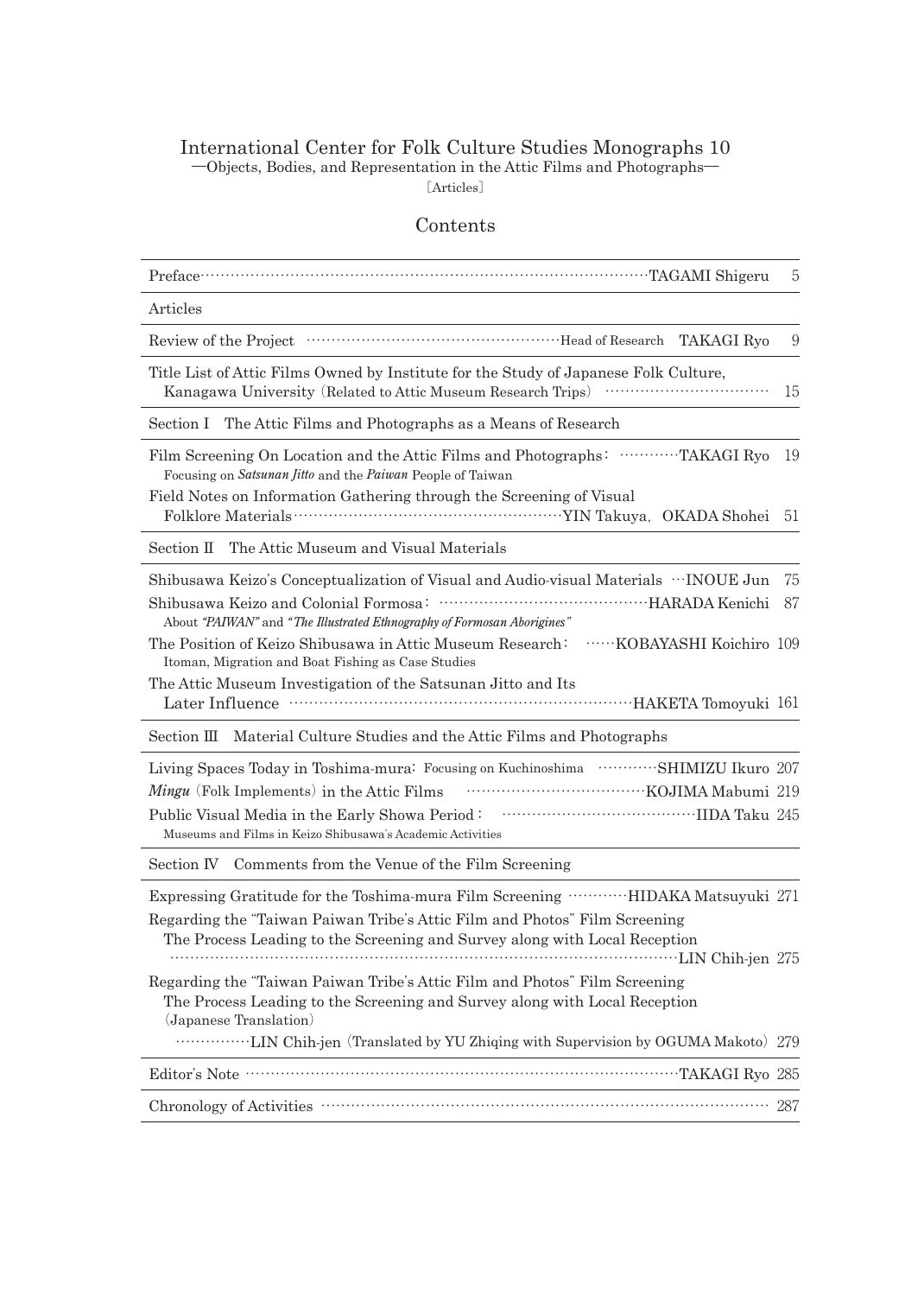# International Center for Folk Culture Studies Monographs 10

—Objects, Bodies, and Representation in the Attic Films and Photographs—

［Articles］

## Contents

Preface ………………………………………………………………………… TAGAMI Shigeru 5

**Articles**

Review of the Project ……………………………………… Head of Research TAKAGI Ryo 9

Title List of Attic Films Owned by Institute for the Study of Japanese Folk Culture, Kanagawa University（Related to Attic Museum Research Trips） …………………………… 15

**Section I The Attic Films and Photographs as a Means of Research**

Film Screening On Location and the Attic Films and Photographs： ………… TAKAGI Ryo 19
Focusing on *Satsunan Jitto* and the *Paiwan* People of Taiwan

Field Notes on Information Gathering through the Screening of Visual Folklore Materials ………………………………… YIN Takuya, OKADA Shohei 51

**Section II The Attic Museum and Visual Materials**

Shibusawa Keizo's Conceptualization of Visual and Audio-visual Materials …INOUE Jun 75

Shibusawa Keizo and Colonial Formosa： …………………………………… HARADA Kenichi 87
About *"PAIWAN"* and *"The Illustrated Ethnography of Formosan Aborigines"*

The Position of Keizo Shibusawa in Attic Museum Research： ……KOBAYASHI Koichiro 109
Itoman, Migration and Boat Fishing as Case Studies

The Attic Museum Investigation of the Satsunan Jitto and Its Later Influence …………………………………………………… HAKETA Tomoyuki 161

**Section III Material Culture Studies and the Attic Films and Photographs**

Living Spaces Today in Toshima-mura：Focusing on Kuchinoshima …………SHIMIZU Ikuro 207

*Mingu*（Folk Implements）in the Attic Films ……………………………… KOJIMA Mabumi 219

Public Visual Media in the Early Showa Period： …………………………………… IIDA Taku 245
Museums and Films in Keizo Shibusawa's Academic Activities

**Section IV Comments from the Venue of the Film Screening**

Expressing Gratitude for the Toshima-mura Film Screening …………HIDAKA Matsuyuki 271

Regarding the "Taiwan Paiwan Tribe's Attic Film and Photos" Film Screening
The Process Leading to the Screening and Survey along with Local Reception
…………………………………………………………………………………… LIN Chih-jen 275

Regarding the "Taiwan Paiwan Tribe's Attic Film and Photos" Film Screening
The Process Leading to the Screening and Survey along with Local Reception
（Japanese Translation）
……………LIN Chih-jen（Translated by YU Zhiqing with Supervision by OGUMA Makoto）279

Editor's Note ……………………………………………………………………… TAKAGI Ryo 285

Chronology of Activities ……………………………………………………………………… 287